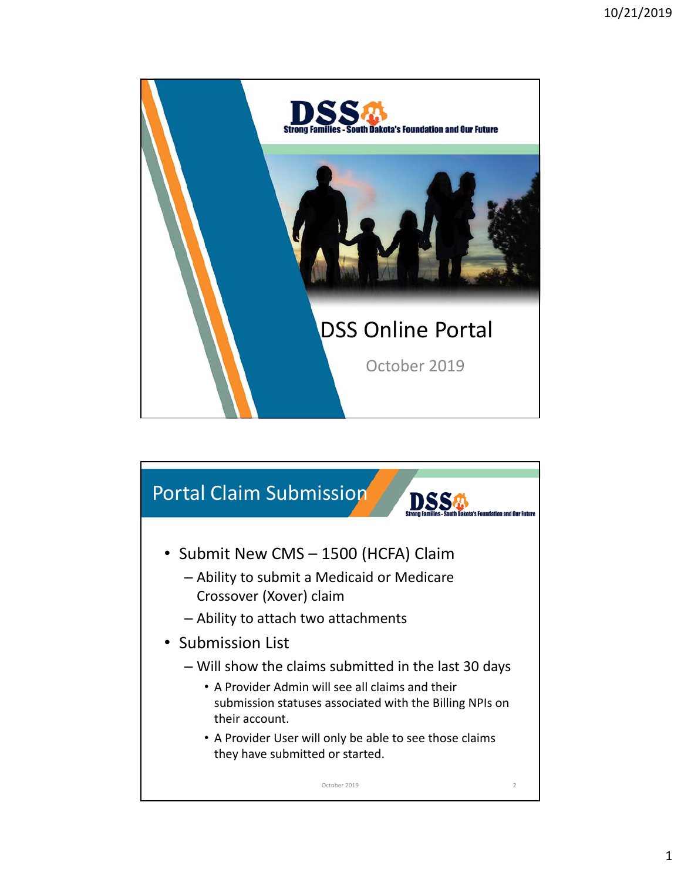# DSS Online Portal

October 2019

## Portal Claim Submission

- Submit New CMS – 1500 (HCFA) Claim
  - Ability to submit a Medicaid or Medicare Crossover (Xover) claim
  - Ability to attach two attachments
- Submission List
  - Will show the claims submitted in the last 30 days
    - A Provider Admin will see all claims and their submission statuses associated with the Billing NPIs on their account.
    - A Provider User will only be able to see those claims they have submitted or started.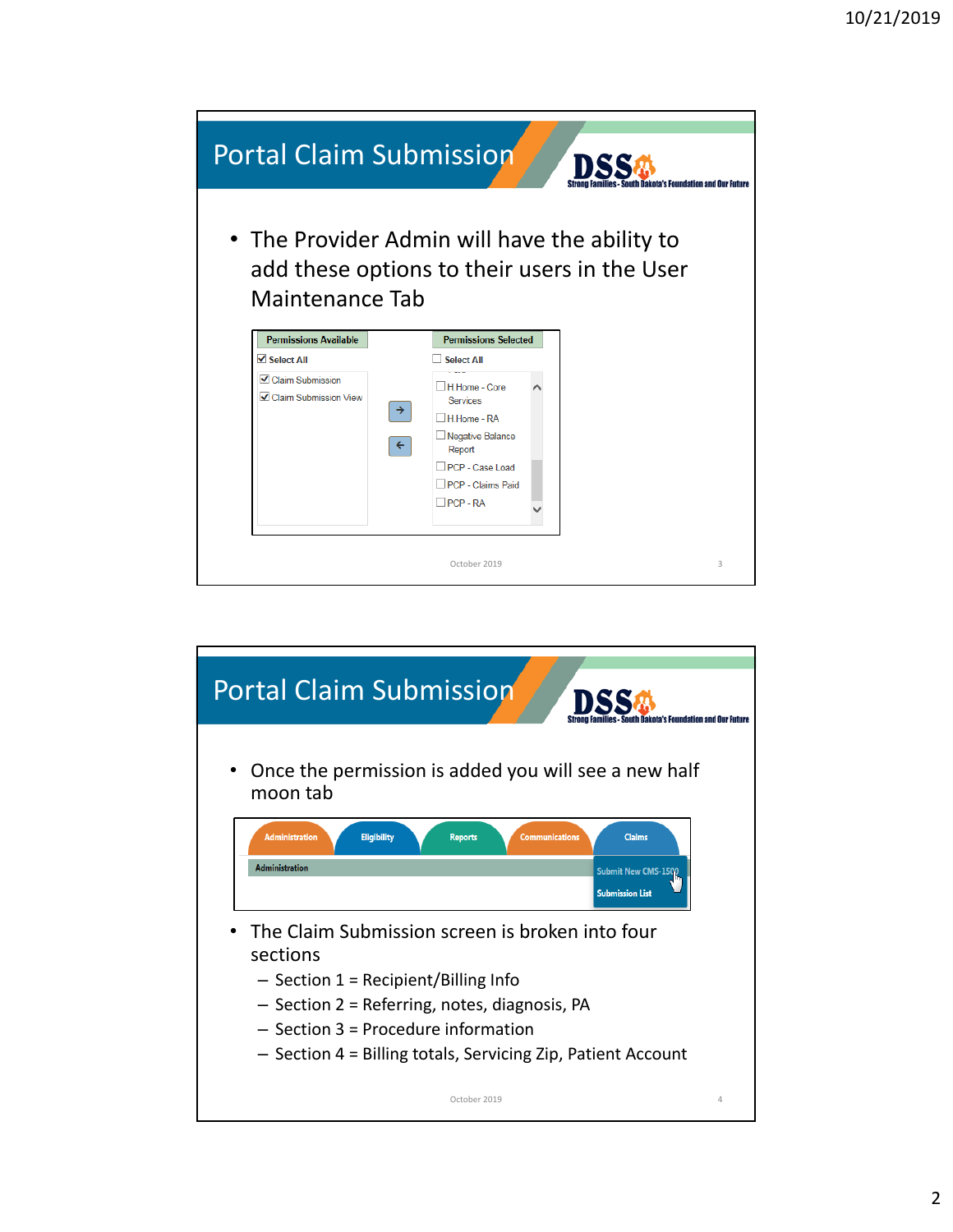# Portal Claim Submission

- The Provider Admin will have the ability to add these options to their users in the User Maintenance Tab

| Permissions Available | Permissions Selected |
| --- | --- |
| ☑ Select All | ☐ Select All |
| ☑ Claim Submission | ☐ H Home - Core Services |
| ☑ Claim Submission View | ☐ H Home - RA |
| | ☐ Negative Balance Report |
| | ☐ PCP - Case Load |
| | ☐ PCP - Claims Paid |
| | ☐ PCP - RA |

October 2019

# Portal Claim Submission

- Once the permission is added you will see a new half moon tab

Administration | Eligibility | Reports | Communications | Claims

Administration

Submit New CMS-1500

Submission List

- The Claim Submission screen is broken into four sections
  - Section 1 = Recipient/Billing Info
  - Section 2 = Referring, notes, diagnosis, PA
  - Section 3 = Procedure information
  - Section 4 = Billing totals, Servicing Zip, Patient Account

October 2019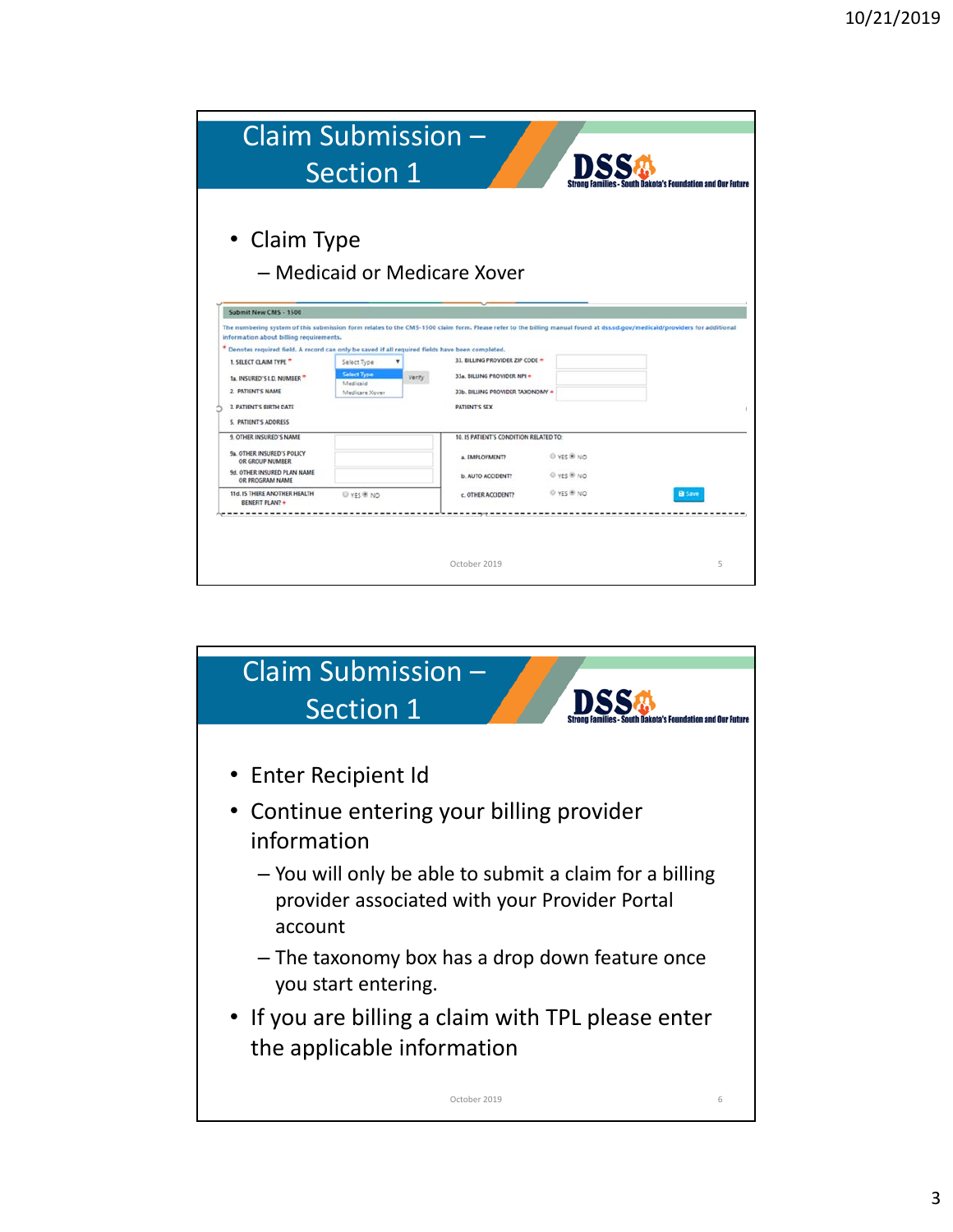## Claim Submission – Section 1

- Claim Type
  - Medicaid or Medicare Xover

Submit New CMS - 1500

The numbering system of this submission form relates to the CMS-1500 claim form. Please refer to the billing manual found at dss.sd.gov/medicaid/providers for additional information about billing requirements.

\* Denotes required field. A record can only be saved if all required fields have been completed.

| | | | |
|---|---|---|---|
| 1. SELECT CLAIM TYPE * | Select Type (Select Type / Medicaid / Medicare Xover) | 33. BILLING PROVIDER ZIP CODE * | |
| 1a. INSURED'S I.D. NUMBER * | Verify | 33a. BILLING PROVIDER NPI * | |
| 2. PATIENT'S NAME | | 33b. BILLING PROVIDER TAXONOMY * | |
| 3. PATIENT'S BIRTH DATE | | PATIENT'S SEX | |
| 5. PATIENT'S ADDRESS | | | |
| 9. OTHER INSURED'S NAME | | 10. IS PATIENT'S CONDITION RELATED TO: | |
| 9a. OTHER INSURED'S POLICY OR GROUP NUMBER | | a. EMPLOYMENT? | YES NO |
| 9d. OTHER INSURED PLAN NAME OR PROGRAM NAME | | b. AUTO ACCIDENT? | YES NO |
| 11d. IS THERE ANOTHER HEALTH BENEFIT PLAN? * | YES NO | c. OTHER ACCIDENT? | YES NO |

Save

October 2019

## Claim Submission – Section 1

- Enter Recipient Id
- Continue entering your billing provider information
  - You will only be able to submit a claim for a billing provider associated with your Provider Portal account
  - The taxonomy box has a drop down feature once you start entering.
- If you are billing a claim with TPL please enter the applicable information

October 2019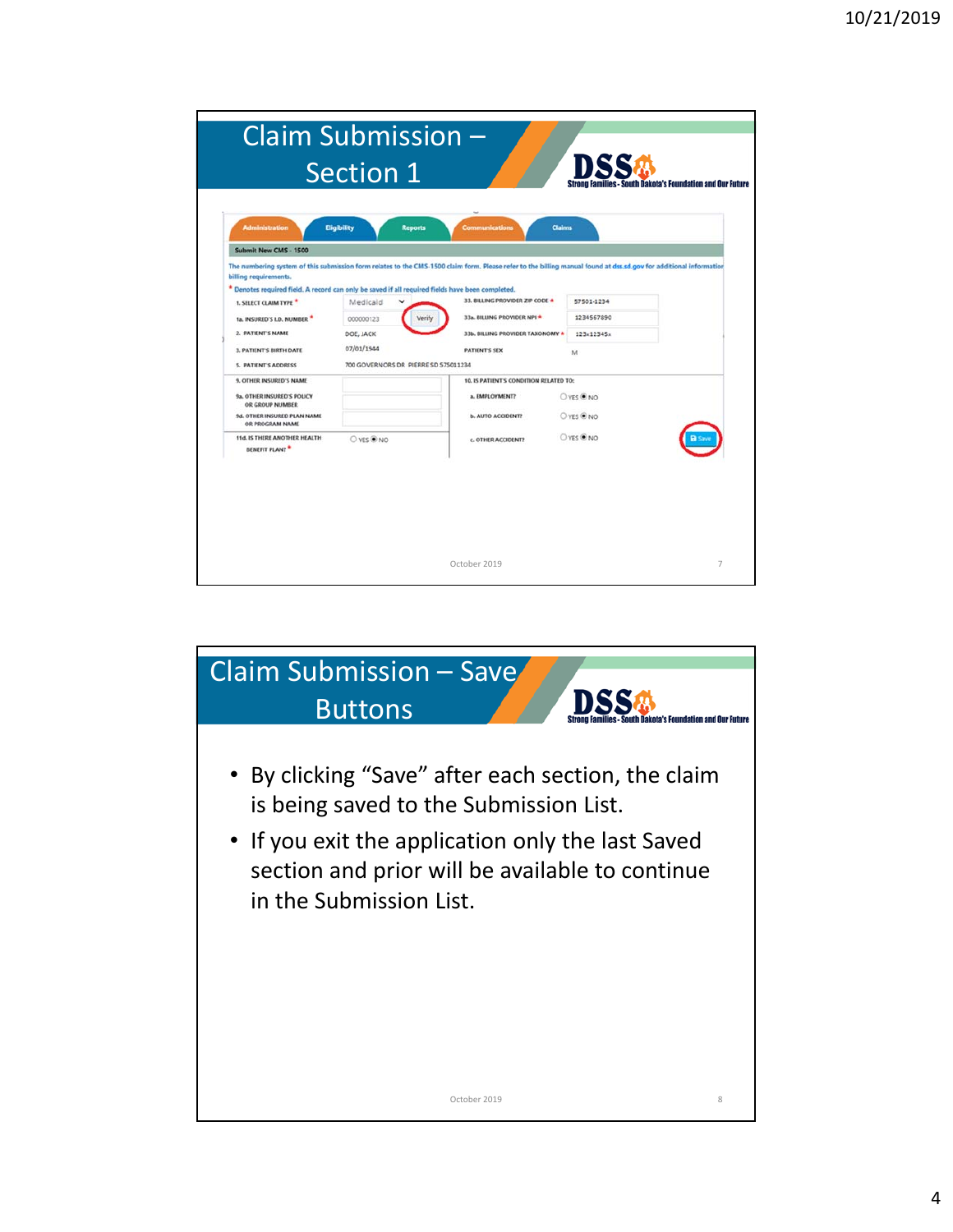## Claim Submission – Section 1

Administration | Eligibility | Reports | Communications | Claims

Submit New CMS - 1500

The numbering system of this submission form relates to the CMS-1500 claim form. Please refer to the billing manual found at dss.sd.gov for additional information billing requirements.

* Denotes required field. A record can only be saved if all required fields have been completed.

| | | | |
|---|---|---|---|
| 1. SELECT CLAIM TYPE * | Medicaid | 33. BILLING PROVIDER ZIP CODE * | 57501-1234 |
| 1a. INSURED'S I.D. NUMBER * | 000000123 Verify | 33a. BILLING PROVIDER NPI * | 1234567890 |
| 2. PATIENT'S NAME | DOE, JACK | 33b. BILLING PROVIDER TAXONOMY * | 123x12345x |
| 3. PATIENT'S BIRTH DATE | 07/01/1944 | PATIENT'S SEX | M |
| 5. PATIENT'S ADDRESS | 700 GOVERNORS DR PIERRE SD 575011234 | | |

| | | | |
|---|---|---|---|
| 9. OTHER INSURED'S NAME | | 10. IS PATIENT'S CONDITION RELATED TO: | |
| 9a. OTHER INSURED'S POLICY OR GROUP NUMBER | | a. EMPLOYMENT? | YES ● NO |
| 9d. OTHER INSURED PLAN NAME OR PROGRAM NAME | | b. AUTO ACCIDENT? | YES ● NO |
| 11d. IS THERE ANOTHER HEALTH BENEFIT PLAN? * | YES ● NO | c. OTHER ACCIDENT? | YES ● NO |

Save

October 2019

## Claim Submission – Save Buttons

- By clicking “Save” after each section, the claim is being saved to the Submission List.
- If you exit the application only the last Saved section and prior will be available to continue in the Submission List.

October 2019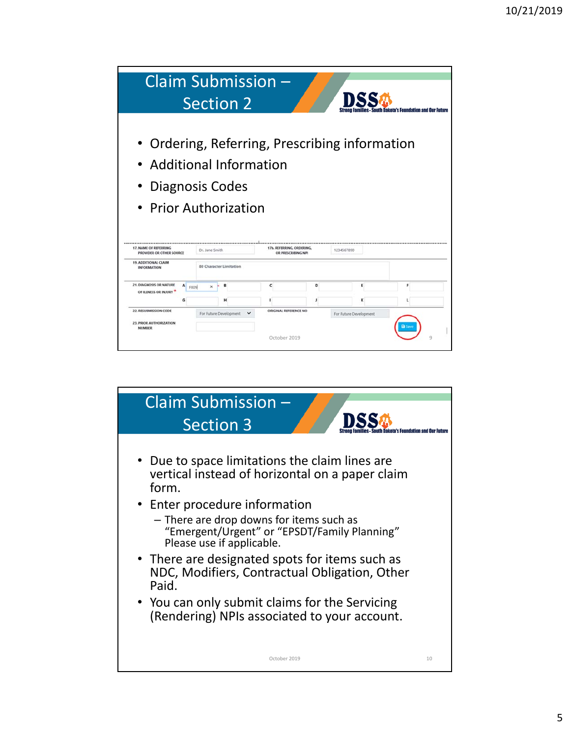## Claim Submission – Section 2

- Ordering, Referring, Prescribing information
- Additional Information
- Diagnosis Codes
- Prior Authorization

| | | | |
|---|---|---|---|
| 17. NAME OF REFERRING PROVIDER OR OTHER SOURCE | Dr. Jane Smith | 17b. REFERRING, ORDERING, OR PRESCRIBING NPI | 1234567890 |
| 19. ADDITIONAL CLAIM INFORMATION | 80 Character Limitation | | |
| 21. DIAGNOSIS OR NATURE OF ILLNESS OR INJURY * | A F809 B C D E F G H I J K L | | |
| 22. RESUBMISSION CODE | For Future Development | ORIGINAL REFERENCE NO | For Future Development |
| 23. PRIOR AUTHORIZATION NUMBER | | | Save |

October 2019

## Claim Submission – Section 3

- Due to space limitations the claim lines are vertical instead of horizontal on a paper claim form.
- Enter procedure information
  - There are drop downs for items such as "Emergent/Urgent" or "EPSDT/Family Planning" Please use if applicable.
- There are designated spots for items such as NDC, Modifiers, Contractual Obligation, Other Paid.
- You can only submit claims for the Servicing (Rendering) NPIs associated to your account.

October 2019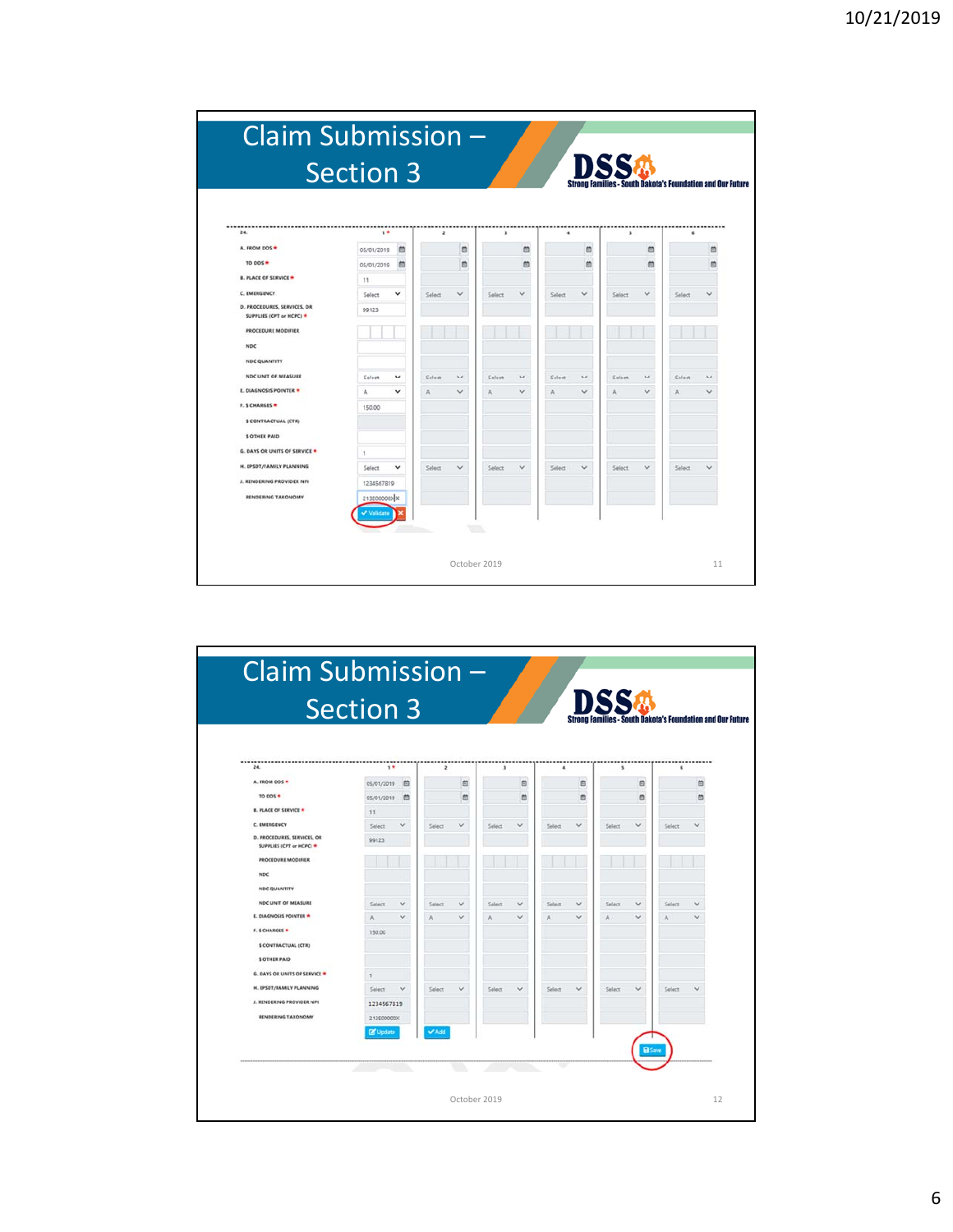# Claim Submission – Section 3

| 24. | 1 * | 2 | 3 | 4 | 5 | 6 |
|---|---|---|---|---|---|---|
| A. FROM DOS * | 05/01/2019 | | | | | |
| TO DOS * | 05/01/2019 | | | | | |
| B. PLACE OF SERVICE * | 11 | | | | | |
| C. EMERGENCY | Select | Select | Select | Select | Select | Select |
| D. PROCEDURES, SERVICES, OR SUPPLIES (CPT or HCPC) * | 99123 | | | | | |
| PROCEDURE MODIFIER | | | | | | |
| NDC | | | | | | |
| NDC QUANTITY | | | | | | |
| NDC UNIT OF MEASURE | Select | Select | Select | Select | Select | Select |
| E. DIAGNOSIS POINTER * | A | A | A | A | A | A |
| F. $ CHARGES * | 150.00 | | | | | |
| $ CONTRACTUAL (CTR) | | | | | | |
| $ OTHER PAID | | | | | | |
| G. DAYS OR UNITS OF SERVICE * | 1 | | | | | |
| H. EPSDT/FAMILY PLANNING | Select | Select | Select | Select | Select | Select |
| J. RENDERING PROVIDER NPI | 1234567819 | | | | | |
| RENDERING TAXONOMY | 213E00000X | | | | | |

Validate

October 2019

# Claim Submission – Section 3

| 24. | 1 * | 2 | 3 | 4 | 5 | 6 |
|---|---|---|---|---|---|---|
| A. FROM DOS * | 05/01/2019 | | | | | |
| TO DOS * | 05/01/2019 | | | | | |
| B. PLACE OF SERVICE * | 11 | | | | | |
| C. EMERGENCY | Select | Select | Select | Select | Select | Select |
| D. PROCEDURES, SERVICES, OR SUPPLIES (CPT or HCPC) * | 99123 | | | | | |
| PROCEDURE MODIFIER | | | | | | |
| NDC | | | | | | |
| NDC QUANTITY | | | | | | |
| NDC UNIT OF MEASURE | Select | Select | Select | Select | Select | Select |
| E. DIAGNOSIS POINTER * | A | A | A | A | A | A |
| F. $ CHARGES * | 150.00 | | | | | |
| $ CONTRACTUAL (CTR) | | | | | | |
| $ OTHER PAID | | | | | | |
| G. DAYS OR UNITS OF SERVICE * | 1 | | | | | |
| H. EPSDT/FAMILY PLANNING | Select | Select | Select | Select | Select | Select |
| J. RENDERING PROVIDER NPI | 1234567819 | | | | | |
| RENDERING TAXONOMY | 213E00000X | | | | | |
| | Update | Add | | | | |

Save

October 2019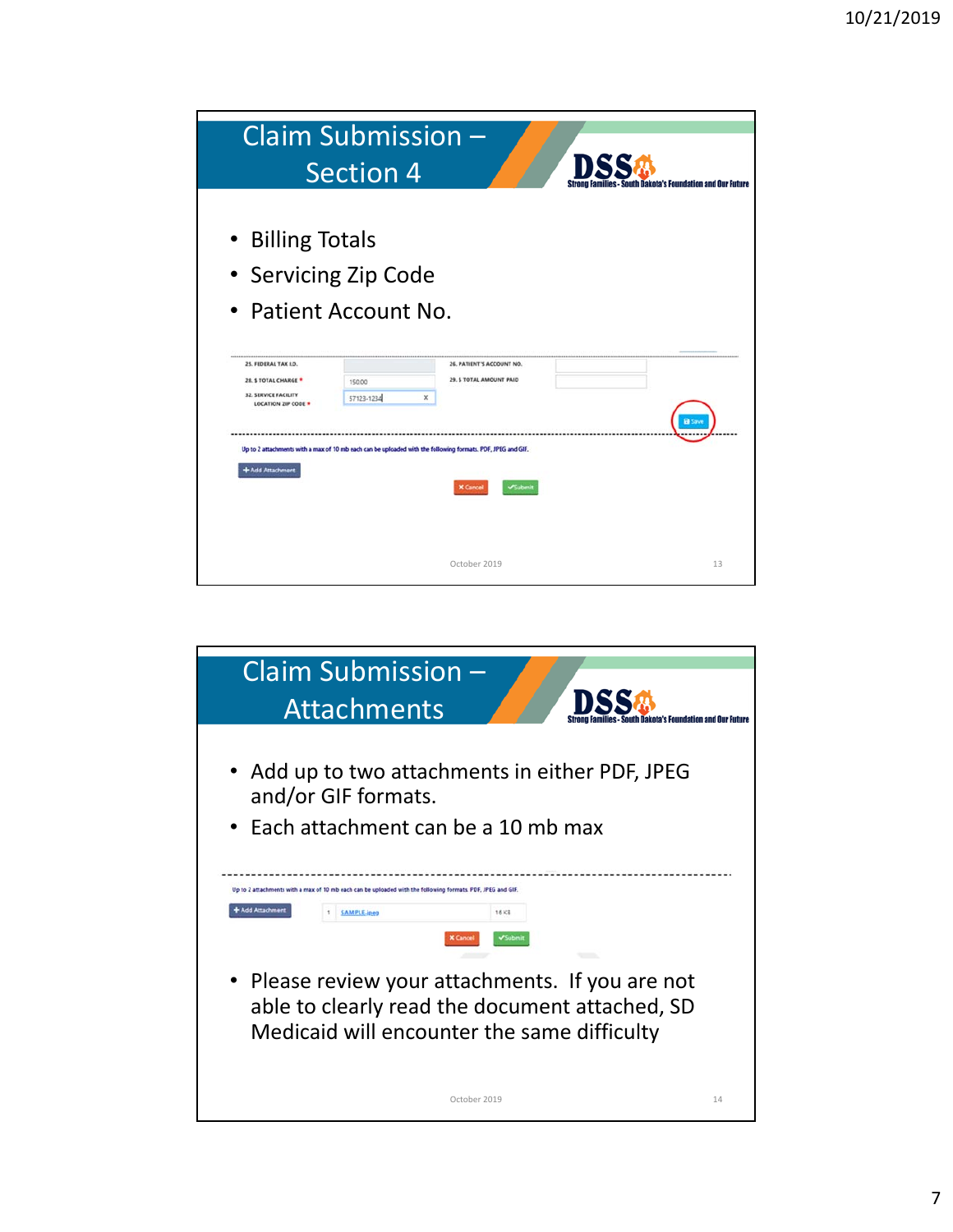## Claim Submission – Section 4

- Billing Totals
- Servicing Zip Code
- Patient Account No.

25. FEDERAL TAX I.D.

28. $ TOTAL CHARGE * 150.00

32. SERVICE FACILITY LOCATION ZIP CODE * 57123-1234

26. PATIENT'S ACCOUNT NO.

29. $ TOTAL AMOUNT PAID

Save

Up to 2 attachments with a max of 10 mb each can be uploaded with the following formats. PDF, JPEG and GIF.

Add Attachment

Cancel Submit

October 2019

## Claim Submission – Attachments

- Add up to two attachments in either PDF, JPEG and/or GIF formats.
- Each attachment can be a 10 mb max

Up to 2 attachments with a max of 10 mb each can be uploaded with the following formats. PDF, JPEG and GIF.

Add Attachment | 1 | SAMPLE.jpeg | 16 KB

Cancel Submit

- Please review your attachments. If you are not able to clearly read the document attached, SD Medicaid will encounter the same difficulty

October 2019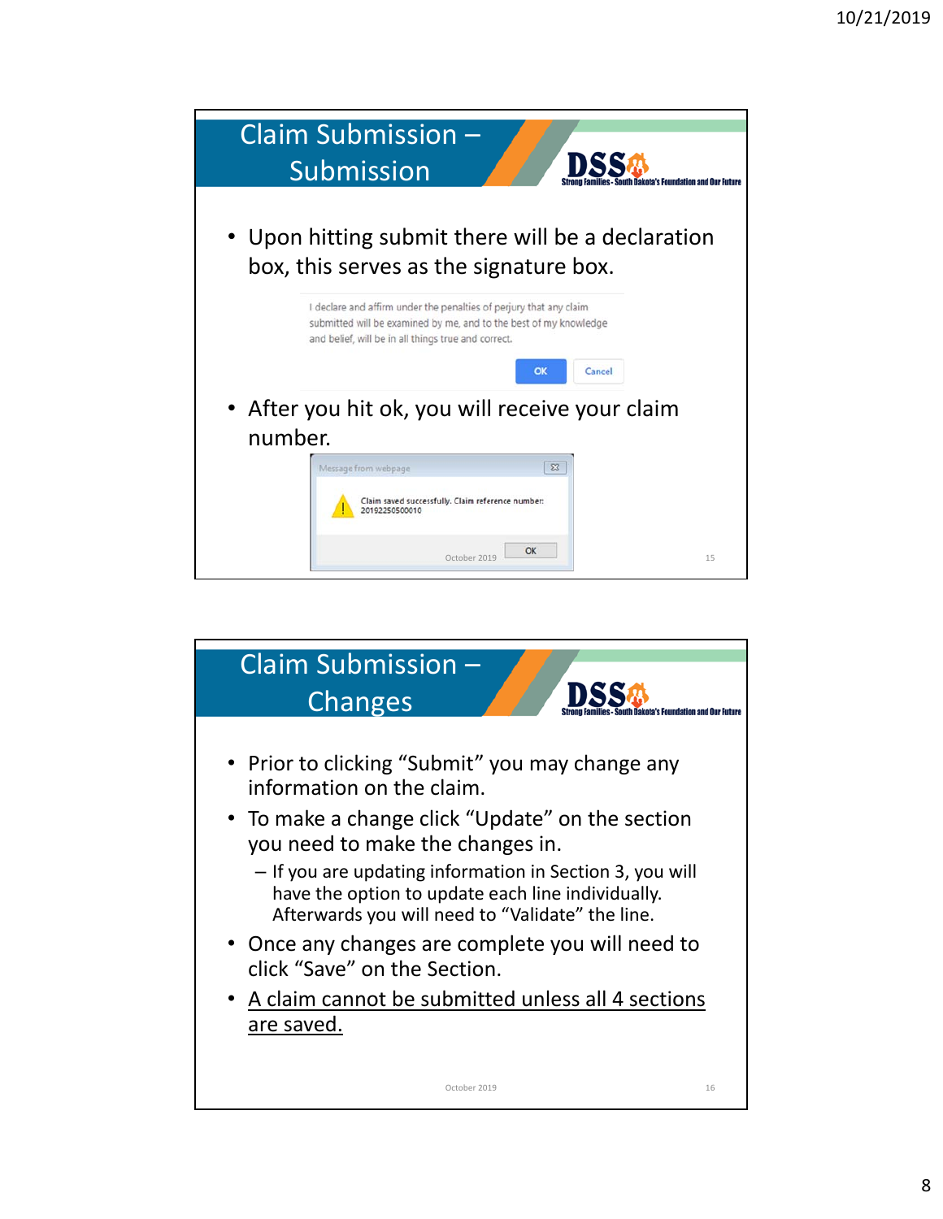## Claim Submission – Submission

- Upon hitting submit there will be a declaration box, this serves as the signature box.

I declare and affirm under the penalties of perjury that any claim submitted will be examined by me, and to the best of my knowledge and belief, will be in all things true and correct.

OK Cancel

- After you hit ok, you will receive your claim number.

Message from webpage

Claim saved successfully. Claim reference number: 20192250500010

OK

## Claim Submission – Changes

- Prior to clicking "Submit" you may change any information on the claim.
- To make a change click "Update" on the section you need to make the changes in.
  - If you are updating information in Section 3, you will have the option to update each line individually. Afterwards you will need to "Validate" the line.
- Once any changes are complete you will need to click "Save" on the Section.
- <u>A claim cannot be submitted unless all 4 sections are saved.</u>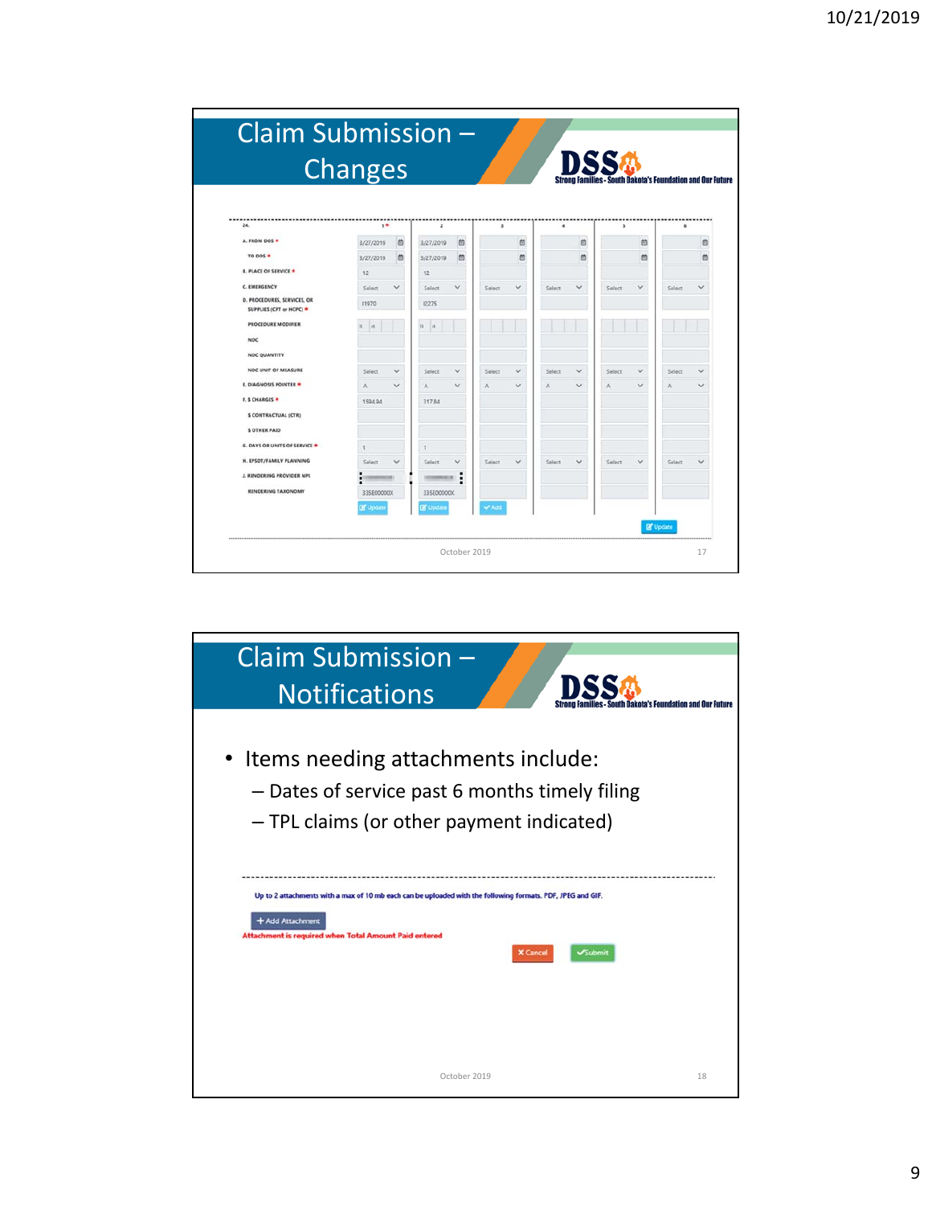## Claim Submission – Changes

| 24. | 1 * | 2 | 3 | 4 | 5 | 6 |
|---|---|---|---|---|---|---|
| A. FROM DOS * | 3/27/2019 | 3/27/2019 | | | | |
| TO DOS * | 3/27/2019 | 3/27/2019 | | | | |
| B. PLACE OF SERVICE * | 12 | 12 | | | | |
| C. EMERGENCY | Select | Select | Select | Select | Select | Select |
| D. PROCEDURES, SERVICES, OR SUPPLIES (CPT or HCPC) * | 11970 | I2275 | | | | |
| PROCEDURE MODIFIER | lt rt | lt rt | | | | |
| NDC | | | | | | |
| NDC QUANTITY | | | | | | |
| NDC UNIT OF MEASURE | Select | Select | Select | Select | Select | Select |
| E. DIAGNOSIS POINTER * | A | A | A | A | A | A |
| F. $ CHARGES * | 1594.94 | 317.84 | | | | |
| $ CONTRACTUAL (CTR) | | | | | | |
| $ OTHER PAID | | | | | | |
| G. DAYS OR UNITS OF SERVICE * | 1 | 1 | | | | |
| H. EPSDT/FAMILY PLANNING | Select | Select | Select | Select | Select | Select |
| J. RENDERING PROVIDER NPI | | | | | | |
| RENDERING TAXONOMY | 335E00000X | 335E00000X | | | | |
| | Update | Update | Add | | | |

Update

## Claim Submission – Notifications

- Items needing attachments include:
  - Dates of service past 6 months timely filing
  - TPL claims (or other payment indicated)

Up to 2 attachments with a max of 10 mb each can be uploaded with the following formats. PDF, JPEG and GIF.

+ Add Attachment

Attachment is required when Total Amount Paid entered

Cancel Submit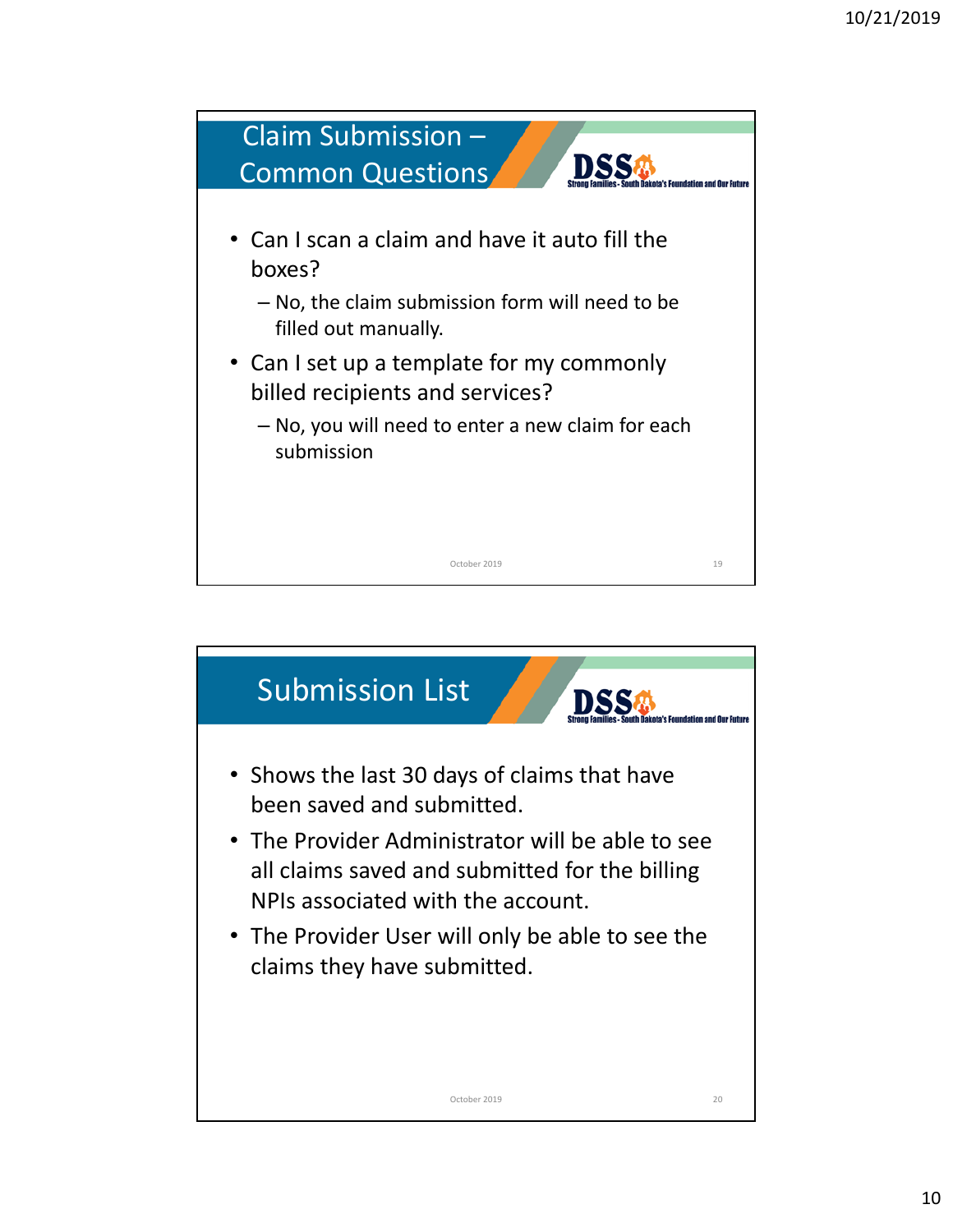## Claim Submission – Common Questions

- Can I scan a claim and have it auto fill the boxes?
  - No, the claim submission form will need to be filled out manually.
- Can I set up a template for my commonly billed recipients and services?
  - No, you will need to enter a new claim for each submission

## Submission List

- Shows the last 30 days of claims that have been saved and submitted.
- The Provider Administrator will be able to see all claims saved and submitted for the billing NPIs associated with the account.
- The Provider User will only be able to see the claims they have submitted.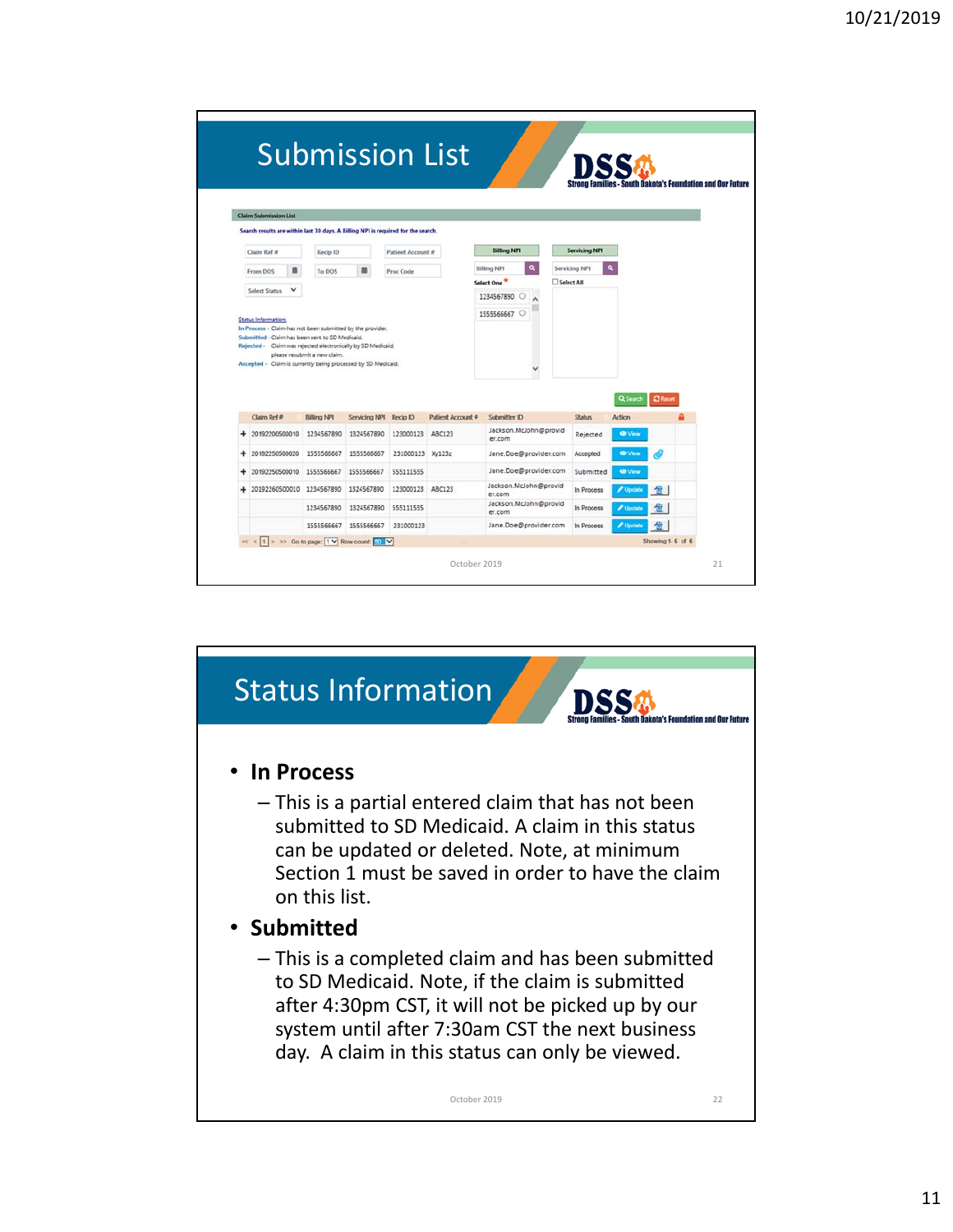# Submission List

**Claim Submission List**

Search results are within last 30 days. A Billing NPI is required for the search.

Claim Ref # | Recip ID | Patient Account # | Billing NPI | Servicing NPI

From DOS | To DOS | Proc Code | Select One | Select All

Select Status

Status Information:
In Process - Claim has not been submitted by the provider.
Submitted - Claim has been sent to SD Medicaid.
Rejected - Claim was rejected electronically by SD Medicaid, please resubmit a new claim.
Accepted - Claim is currently being processed by SD Medicaid.

| Claim Ref # | Billing NPI | Servicing NPI | Recip ID | Patient Account # | Submitter ID | Status | Action |
|---|---|---|---|---|---|---|---|
| 20192200500010 | 1234567890 | 1324567890 | 123000123 | ABC123 | Jackson.McJohn@provider.com | Rejected | View |
| 20192250500020 | 1555566667 | 1555566667 | 231000123 | Xy123z | Jane.Doe@provider.com | Accepted | View |
| 20192250500030 | 1555566667 | 1555566667 | 555111555 | | Jane.Doe@provider.com | Submitted | View |
| 20192260500010 | 1234567890 | 1324567890 | 123000123 | ABC123 | Jackson.McJohn@provider.com | In Process | Update |
| | 1234567890 | 1324567890 | 555111555 | | Jackson.McJohn@provider.com | In Process | Update |
| | 1555566667 | 1555566667 | 231000123 | | Jane.Doe@provider.com | In Process | Update |

Showing 1 - 6 of 6

October 2019

# Status Information

- **In Process**
  - This is a partial entered claim that has not been submitted to SD Medicaid. A claim in this status can be updated or deleted. Note, at minimum Section 1 must be saved in order to have the claim on this list.
- **Submitted**
  - This is a completed claim and has been submitted to SD Medicaid. Note, if the claim is submitted after 4:30pm CST, it will not be picked up by our system until after 7:30am CST the next business day. A claim in this status can only be viewed.

October 2019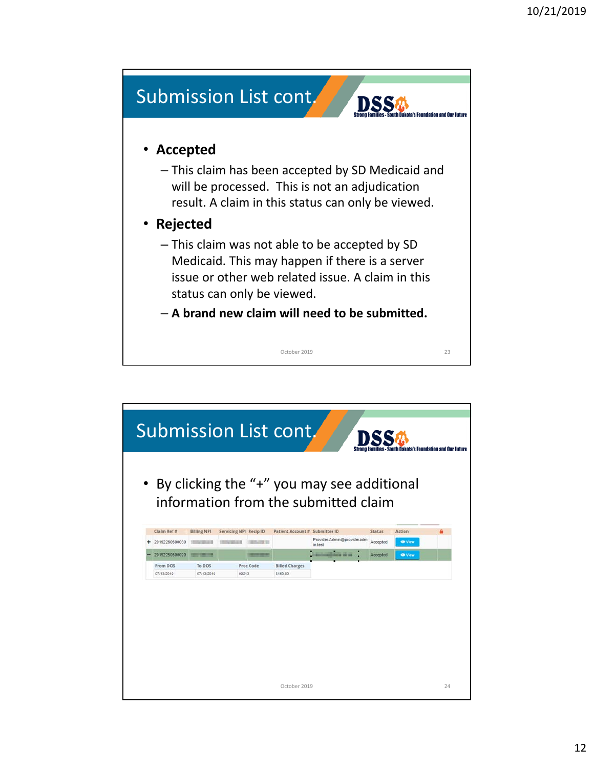## Submission List cont.

- **Accepted**
  - This claim has been accepted by SD Medicaid and will be processed. This is not an adjudication result. A claim in this status can only be viewed.
- **Rejected**
  - This claim was not able to be accepted by SD Medicaid. This may happen if there is a server issue or other web related issue. A claim in this status can only be viewed.
  - **A brand new claim will need to be submitted.**

October 2019

## Submission List cont.

- By clicking the "+" you may see additional information from the submitted claim

| | Claim Ref # | Billing NPI | Servicing NPI | Recip ID | Patient Account # | Submitter ID | Status | Action |
|---|---|---|---|---|---|---|---|---|
| + | 20192260500030 | | | | | Provider.Admin@provideradmin.test | Accepted | View |
| − | 20192250500020 | | | | | | Accepted | View |

| From DOS | To DOS | Proc Code | Billed Charges |
|---|---|---|---|
| 07/13/2019 | 07/13/2019 | 99213 | $150.00 |

October 2019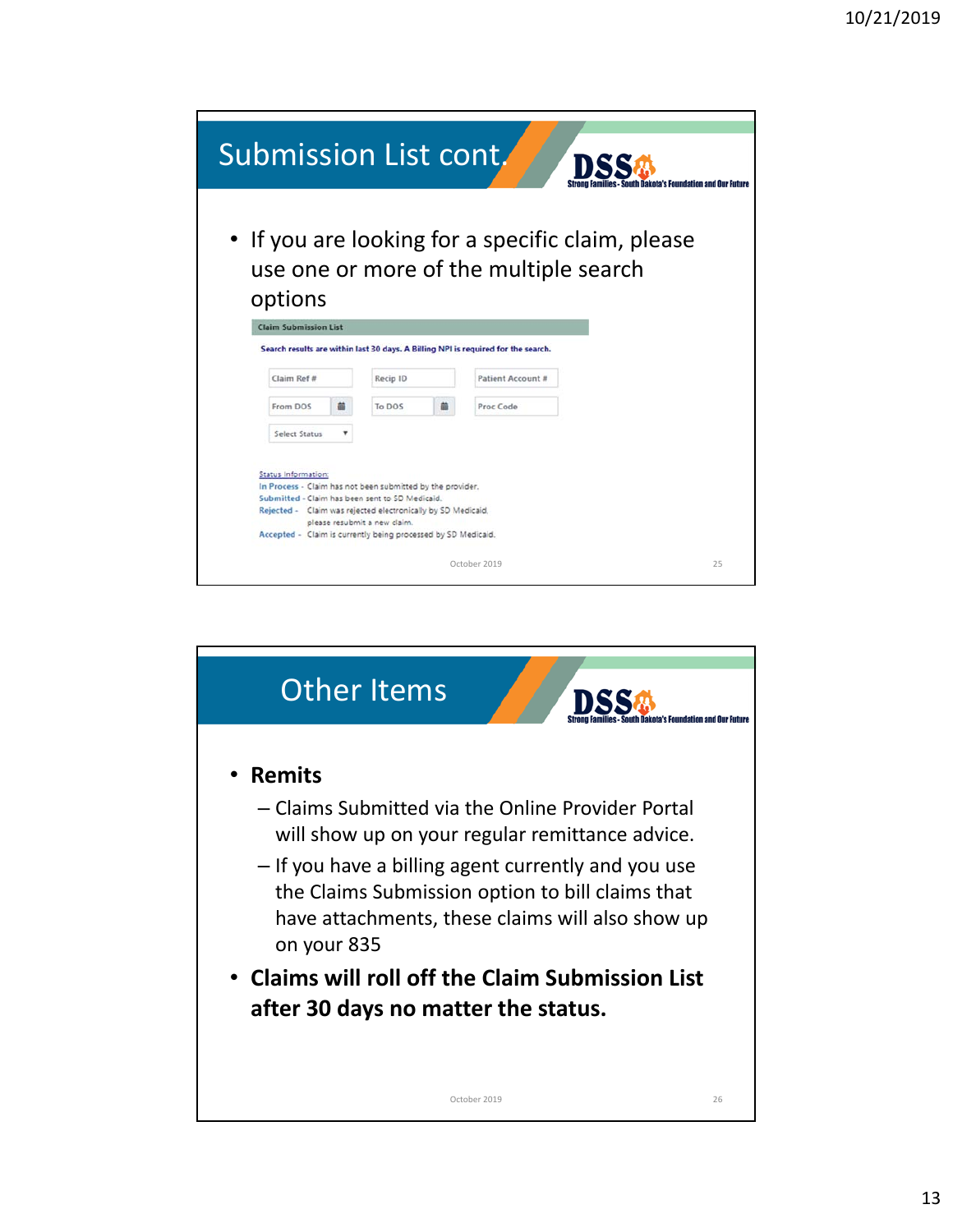## Submission List cont.

- If you are looking for a specific claim, please use one or more of the multiple search options

**Claim Submission List**

Search results are within last 30 days. A Billing NPI is required for the search.

Claim Ref # | Recip ID | Patient Account #

From DOS | To DOS | Proc Code

Select Status

Status Information:

In Process - Claim has not been submitted by the provider.

Submitted - Claim has been sent to SD Medicaid.

Rejected - Claim was rejected electronically by SD Medicaid, please resubmit a new claim.

Accepted - Claim is currently being processed by SD Medicaid.

## Other Items

- **Remits**
  - Claims Submitted via the Online Provider Portal will show up on your regular remittance advice.
  - If you have a billing agent currently and you use the Claims Submission option to bill claims that have attachments, these claims will also show up on your 835
- **Claims will roll off the Claim Submission List after 30 days no matter the status.**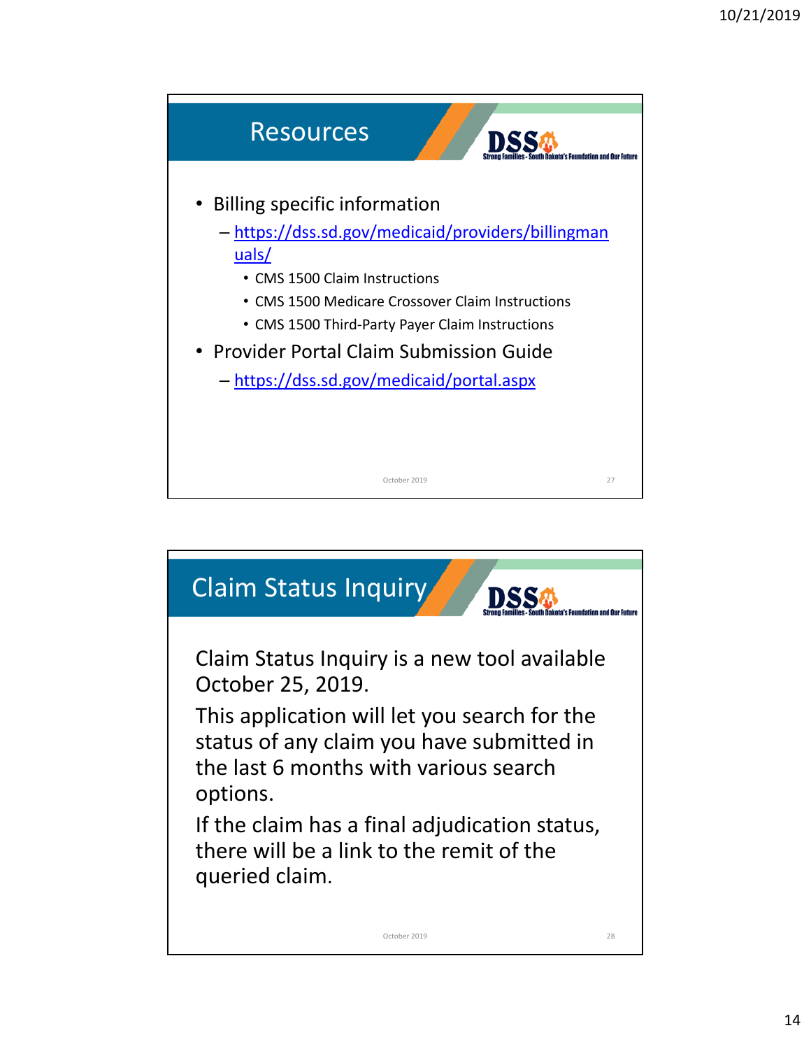## Resources

- Billing specific information
  - https://dss.sd.gov/medicaid/providers/billingmanuals/
    - CMS 1500 Claim Instructions
    - CMS 1500 Medicare Crossover Claim Instructions
    - CMS 1500 Third-Party Payer Claim Instructions
- Provider Portal Claim Submission Guide
  - https://dss.sd.gov/medicaid/portal.aspx

## Claim Status Inquiry

Claim Status Inquiry is a new tool available October 25, 2019.

This application will let you search for the status of any claim you have submitted in the last 6 months with various search options.

If the claim has a final adjudication status, there will be a link to the remit of the queried claim.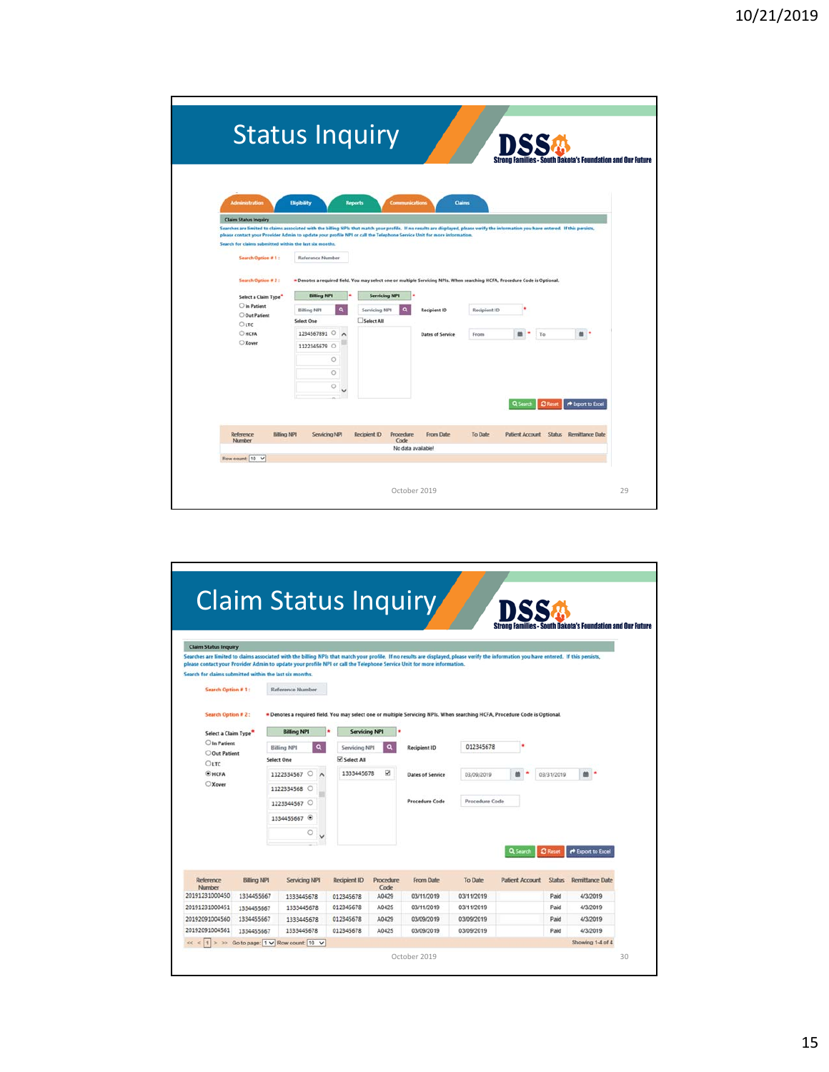# Status Inquiry

DSS — Strong Families - South Dakota's Foundation and Our Future

Administration | Eligibility | Reports | Communications | Claims

**Claim Status Inquiry**

Searches are limited to claims associated with the billing NPIs that match your profile. If no results are displayed, please verify the information you have entered. If this persists, please contact your Provider Admin to update your profile NPI or call the Telephone Service Unit for more information.

Search for claims submitted within the last six months.

Search Option # 1 : Reference Number

Search Option # 2 : * Denotes a required field. You may select one or multiple Servicing NPIs. When searching HCFA, Procedure Code is Optional.

Select a Claim Type*
- In Patient
- Out Patient
- LTC
- HCFA
- Xover

Billing NPI * | Servicing NPI *

Billing NPI | Servicing NPI | Recipient ID | Recipient ID *

Select One | Select All

1234567891
1122345679

Dates of Service | From * | To *

Search | Reset | Export to Excel

| Reference Number | Billing NPI | Servicing NPI | Recipient ID | Procedure Code | From Date | To Date | Patient Account | Status | Remittance Date |
|---|---|---|---|---|---|---|---|---|---|
| | | | | No data available! | | | | | |

Row count: 10

October 2019

# Claim Status Inquiry

DSS — Strong Families - South Dakota's Foundation and Our Future

**Claim Status Inquiry**

Searches are limited to claims associated with the billing NPIs that match your profile. If no results are displayed, please verify the information you have entered. If this persists, please contact your Provider Admin to update your profile NPI or call the Telephone Service Unit for more information.

Search for claims submitted within the last six months.

Search Option # 1 : Reference Number

Search Option # 2 : * Denotes a required field. You may select one or multiple Servicing NPIs. When searching HCFA, Procedure Code is Optional.

Select a Claim Type*
- In Patient
- Out Patient
- LTC
- HCFA (selected)
- Xover

Billing NPI * | Servicing NPI *

Billing NPI | Servicing NPI | Recipient ID | 012345678 *

Select One | Select All (checked)

1122334567
1122334568
1223344567
1334455667 (selected)

1333445678 (checked)

Dates of Service | 03/09/2019 * | 03/31/2019 *

Procedure Code | Procedure Code

Search | Reset | Export to Excel

| Reference Number | Billing NPI | Servicing NPI | Recipient ID | Procedure Code | From Date | To Date | Patient Account | Status | Remittance Date |
|---|---|---|---|---|---|---|---|---|---|
| 20191231000450 | 1334455667 | 1333445678 | 012345678 | A0429 | 03/11/2019 | 03/11/2019 | | Paid | 4/3/2019 |
| 20191231000451 | 1334455667 | 1333445678 | 012345678 | A0425 | 03/11/2019 | 03/11/2019 | | Paid | 4/3/2019 |
| 20192091004560 | 1334455667 | 1333445678 | 012345678 | A0429 | 03/09/2019 | 03/09/2019 | | Paid | 4/3/2019 |
| 20192091004561 | 1334455667 | 1333445678 | 012345678 | A0425 | 03/09/2019 | 03/09/2019 | | Paid | 4/3/2019 |

Go to page: 1 | Row count: 10 | Showing 1-4 of 4

October 2019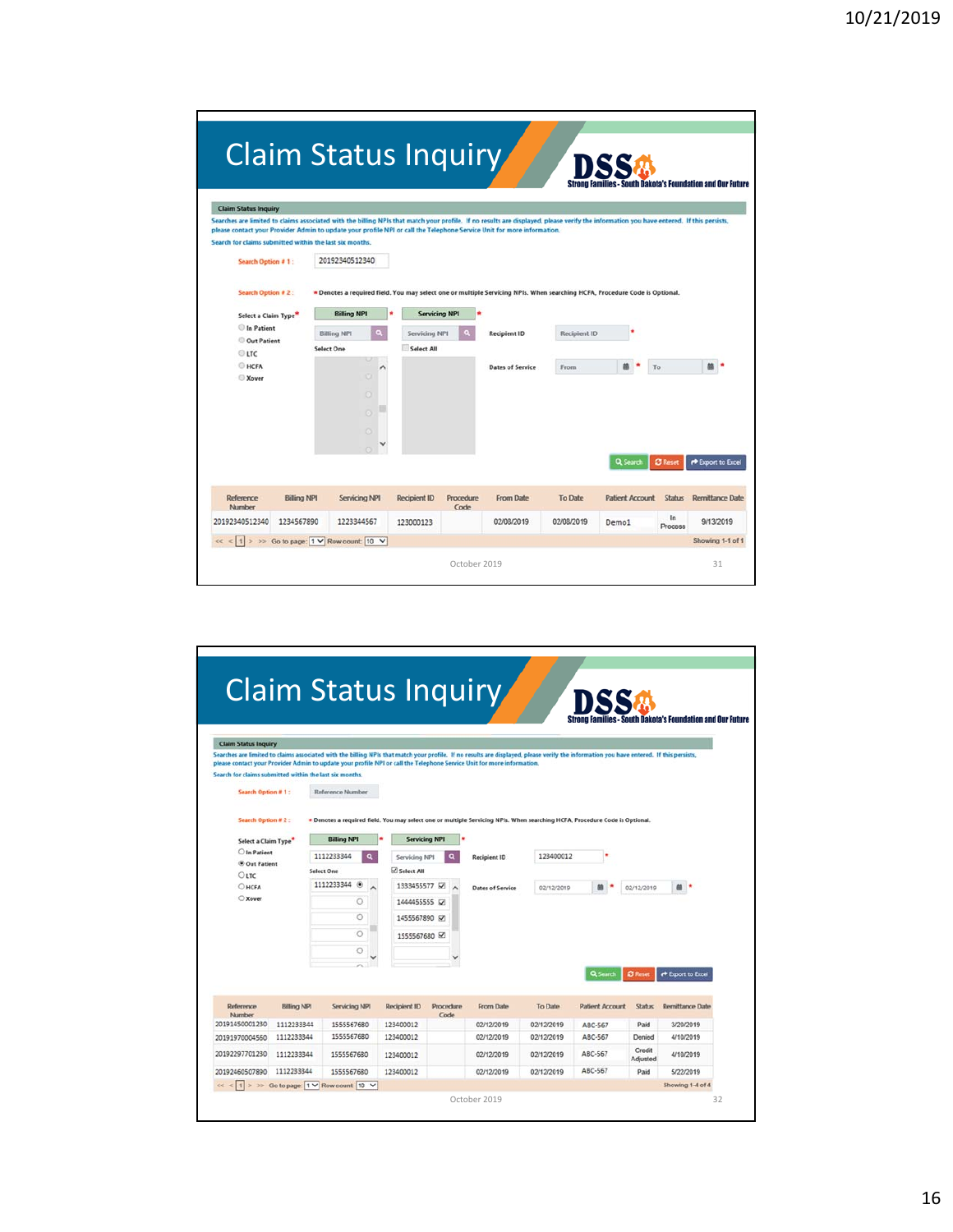## Claim Status Inquiry

DSS — Strong Families - South Dakota's Foundation and Our Future

**Claim Status Inquiry**

Searches are limited to claims associated with the billing NPIs that match your profile. If no results are displayed, please verify the information you have entered. If this persists, please contact your Provider Admin to update your profile NPI or call the Telephone Service Unit for more information.

Search for claims submitted within the last six months.

Search Option # 1 : 20192340512340

Search Option # 2 :

* Denotes a required field. You may select one or multiple Servicing NPIs. When searching HCFA, Procedure Code is Optional.

Select a Claim Type*
- In Patient
- Out Patient
- LTC
- HCFA
- Xover

Billing NPI* | Servicing NPI* | Recipient ID* | Dates of Service: From / To*

Select One | Select All

Search | Reset | Export to Excel

| Reference Number | Billing NPI | Servicing NPI | Recipient ID | Procedure Code | From Date | To Date | Patient Account | Status | Remittance Date |
|---|---|---|---|---|---|---|---|---|---|
| 20192340512340 | 1234567890 | 1223344567 | 123000123 | | 02/08/2019 | 02/08/2019 | Demo1 | In Process | 9/13/2019 |

Go to page: 1 Row count: 10 — Showing 1-1 of 1

October 2019

## Claim Status Inquiry

DSS — Strong Families - South Dakota's Foundation and Our Future

**Claim Status Inquiry**

Searches are limited to claims associated with the billing NPIs that match your profile. If no results are displayed, please verify the information you have entered. If this persists, please contact your Provider Admin to update your profile NPI or call the Telephone Service Unit for more information.

Search for claims submitted within the last six months.

Search Option # 1 : Reference Number

Search Option # 2 :

* Denotes a required field. You may select one or multiple Servicing NPIs. When searching HCFA, Procedure Code is Optional.

Select a Claim Type*
- In Patient
- Out Patient (selected)
- LTC
- HCFA
- Xover

Billing NPI*: 1112233344 (Select One: 1112233344 selected)

Servicing NPI*: Select All — 1333455577, 1444455555, 1455567890, 1555567680 (all checked)

Recipient ID: 123400012*

Dates of Service: 02/12/2019 – 02/12/2019*

Search | Reset | Export to Excel

| Reference Number | Billing NPI | Servicing NPI | Recipient ID | Procedure Code | From Date | To Date | Patient Account | Status | Remittance Date |
|---|---|---|---|---|---|---|---|---|---|
| 20191450001230 | 1112233344 | 1555567680 | 123400012 | | 02/12/2019 | 02/12/2019 | ABC-567 | Paid | 3/29/2019 |
| 20191970004560 | 1112233344 | 1555567680 | 123400012 | | 02/12/2019 | 02/12/2019 | ABC-567 | Denied | 4/19/2019 |
| 20192297701230 | 1112233344 | 1555567680 | 123400012 | | 02/12/2019 | 02/12/2019 | ABC-567 | Credit Adjusted | 4/19/2019 |
| 20192460507890 | 1112233344 | 1555567680 | 123400012 | | 02/12/2019 | 02/12/2019 | ABC-567 | Paid | 5/22/2019 |

Go to page: 1 Row count: 10 — Showing 1-4 of 4

October 2019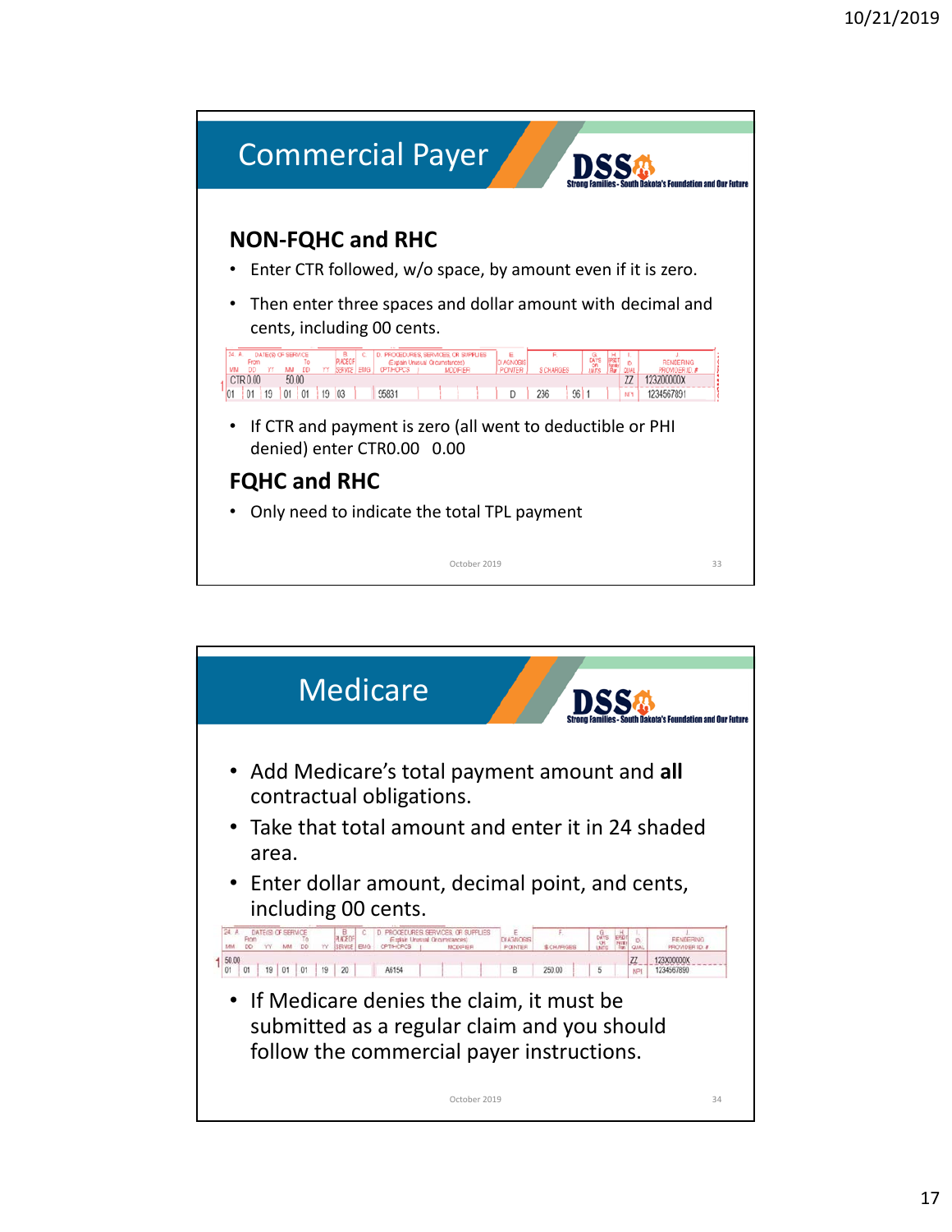## Commercial Payer

### NON-FQHC and RHC

- Enter CTR followed, w/o space, by amount even if it is zero.
- Then enter three spaces and dollar amount with decimal and cents, including 00 cents.

| 24. A. DATE(S) OF SERVICE From MM DD YY | To MM DD YY | B. PLACE OF SERVICE | C. EMG | D. PROCEDURES, SERVICES, OR SUPPLIES (Explain Unusual Circumstances) CPT/HCPCS | MODIFIER | E. DIAGNOSIS POINTER | F. $ CHARGES | G. DAYS OR UNITS | H. EPSDT Family Plan | I. ID. QUAL | J. RENDERING PROVIDER ID. # |
|---|---|---|---|---|---|---|---|---|---|---|---|
| CTR 0.00   50.00 | | | | | | | | | | ZZ | 123200000X |
| 01 01 19 | 01 01 19 | 03 | | 55831 | | D | 236 96 | 1 | | NPI | 1234567891 |

- If CTR and payment is zero (all went to deductible or PHI denied) enter CTR0.00   0.00

### FQHC and RHC

- Only need to indicate the total TPL payment

## Medicare

- Add Medicare's total payment amount and **all** contractual obligations.
- Take that total amount and enter it in 24 shaded area.
- Enter dollar amount, decimal point, and cents, including 00 cents.

| 24. A. DATE(S) OF SERVICE From MM DD YY | To MM DD YY | B. PLACE OF SERVICE | C. EMG | D. PROCEDURES, SERVICES, OR SUPPLIES (Explain Unusual Circumstances) CPT/HCPCS | MODIFIER | E. DIAGNOSIS POINTER | F. $ CHARGES | G. DAYS OR UNITS | H. EPSDT Family Plan | I. ID. QUAL | J. RENDERING PROVIDER ID. # |
|---|---|---|---|---|---|---|---|---|---|---|---|
| 50.00 | | | | | | | | | | ZZ | 123X00000X |
| 01 01 19 | 01 01 19 | 20 | | A6154 | | B | 250.00 | 5 | | NPI | 1234567890 |

- If Medicare denies the claim, it must be submitted as a regular claim and you should follow the commercial payer instructions.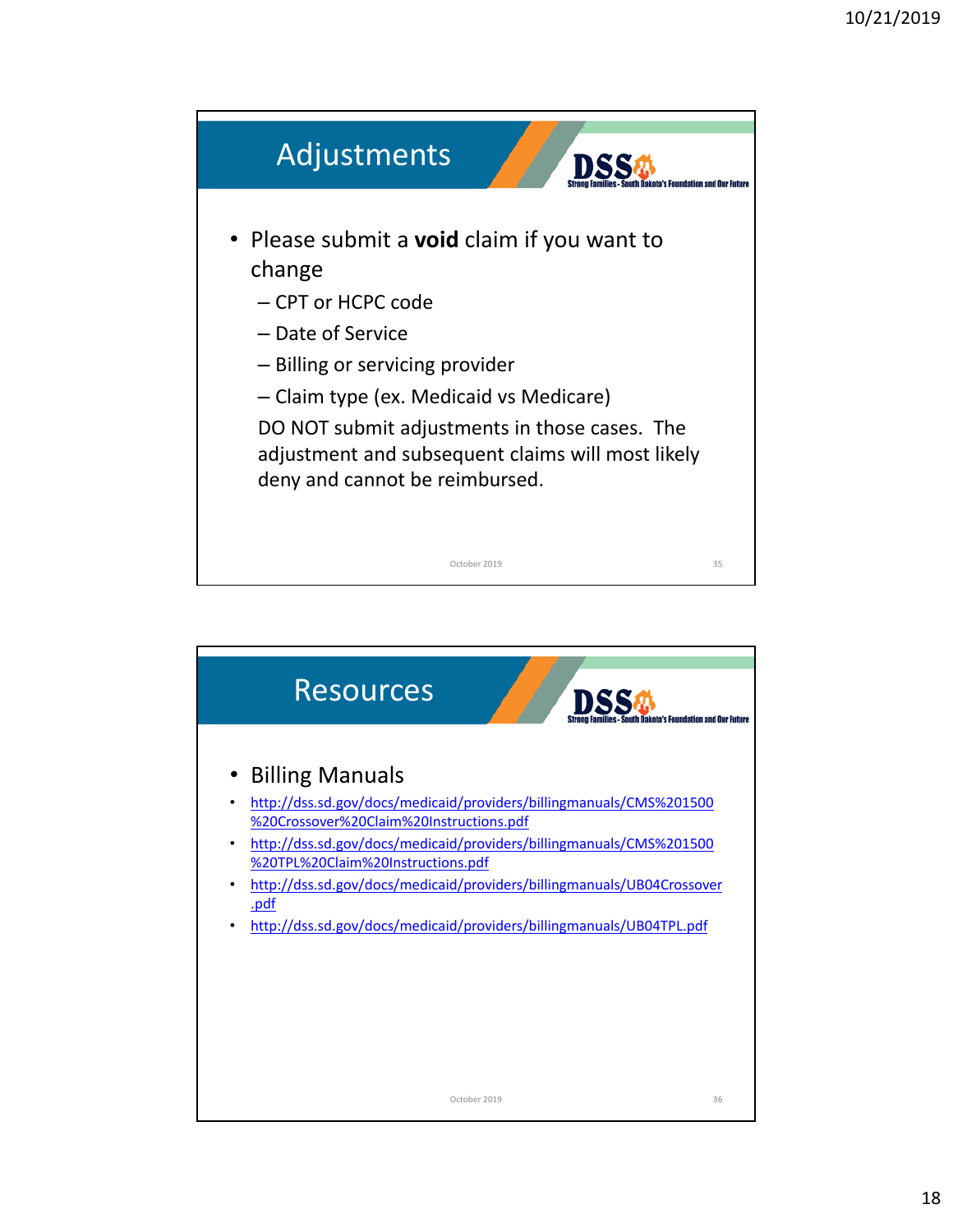## Adjustments

- Please submit a **void** claim if you want to change
  - CPT or HCPC code
  - Date of Service
  - Billing or servicing provider
  - Claim type (ex. Medicaid vs Medicare)

  DO NOT submit adjustments in those cases. The adjustment and subsequent claims will most likely deny and cannot be reimbursed.

## Resources

- Billing Manuals
- http://dss.sd.gov/docs/medicaid/providers/billingmanuals/CMS%201500%20Crossover%20Claim%20Instructions.pdf
- http://dss.sd.gov/docs/medicaid/providers/billingmanuals/CMS%201500%20TPL%20Claim%20Instructions.pdf
- http://dss.sd.gov/docs/medicaid/providers/billingmanuals/UB04Crossover.pdf
- http://dss.sd.gov/docs/medicaid/providers/billingmanuals/UB04TPL.pdf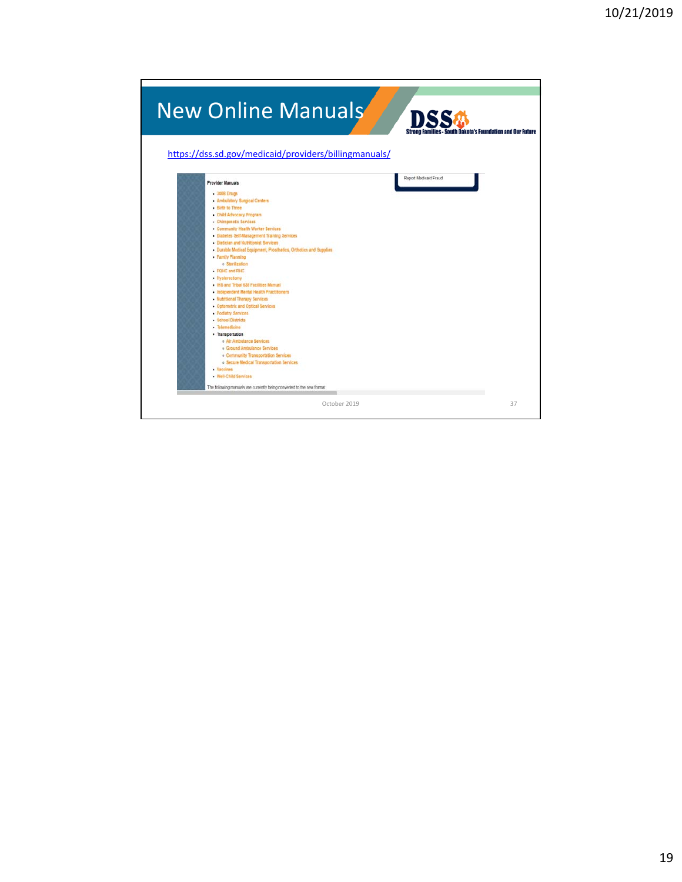# New Online Manuals

https://dss.sd.gov/medicaid/providers/billingmanuals/

Report Medicaid Fraud

**Provider Manuals**

- 340B Drugs
- Ambulatory Surgical Centers
- Birth to Three
- Child Advocacy Program
- Chiropractic Services
- Community Health Worker Services
- Diabetes Self-Management Training Services
- Dietician and Nutritionist Services
- Durable Medical Equipment, Prosthetics, Orthotics and Supplies
- Family Planning
  - Sterilization
- FQHC and RHC
- Hysterectomy
- IHS and Tribal 638 Facilities Manual
- Independent Mental Health Practitioners
- Nutritional Therapy Services
- Optometric and Optical Services
- Podiatry Services
- School Districts
- Telemedicine
- Transportation
  - Air Ambulance Services
  - Ground Ambulance Services
  - Community Transportation Services
  - Secure Medical Transportation Services
- Vaccines
- Well-Child Services

The following manuals are currently being converted to the new format:

October 2019